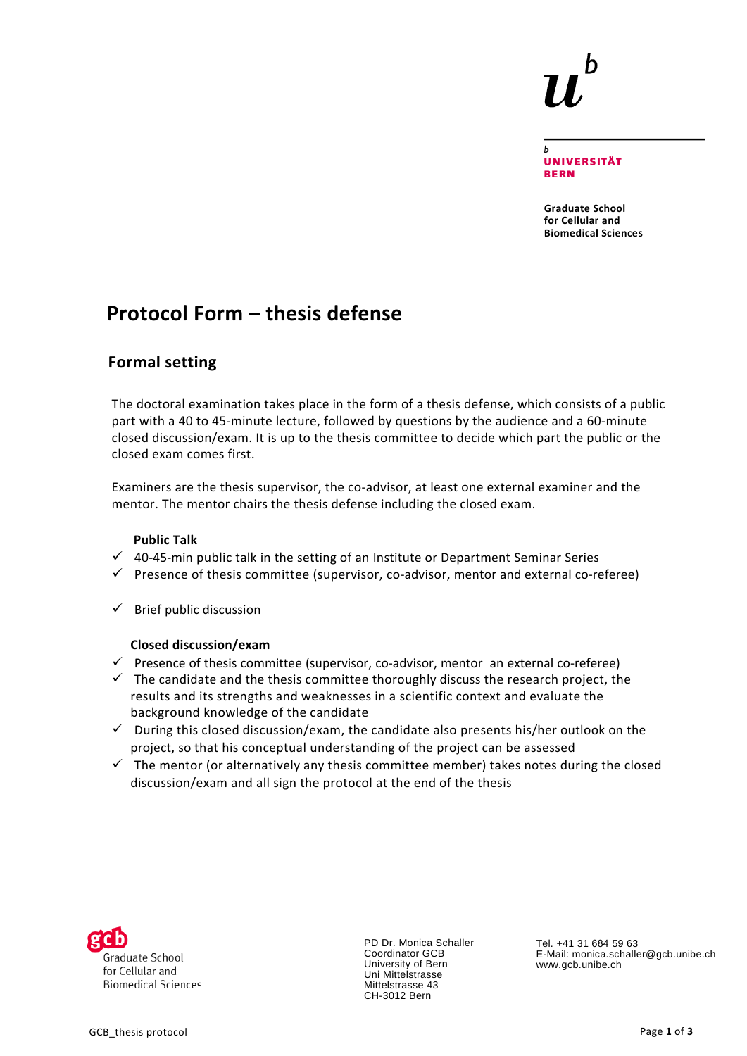Universität Bern

Graduate School for Cellular and Biomedical Sciences

# Protocol Form – thesis defense

## Formal setting

The doctoral examination takes place in the form of a thesis defense, which consists of a public part with a 40 to 45-minute lecture, followed by questions by the audience and a 60-minute closed discussion/exam. It is up to the thesis committee to decide which part the public or the closed exam comes first.

Examiners are the thesis supervisor, the co-advisor, at least one external examiner and the mentor. The mentor chairs the thesis defense including the closed exam.

**Public Talk**

- ✓ 40-45-min public talk in the setting of an Institute or Department Seminar Series
- ✓ Presence of thesis committee (supervisor, co-advisor, mentor and external co-referee)
- ✓ Brief public discussion

**Closed discussion/exam**

- ✓ Presence of thesis committee (supervisor, co-advisor, mentor an external co-referee)
- ✓ The candidate and the thesis committee thoroughly discuss the research project, the results and its strengths and weaknesses in a scientific context and evaluate the background knowledge of the candidate
- ✓ During this closed discussion/exam, the candidate also presents his/her outlook on the project, so that his conceptual understanding of the project can be assessed
- ✓ The mentor (or alternatively any thesis committee member) takes notes during the closed discussion/exam and all sign the protocol at the end of the thesis

gcb Graduate School for Cellular and Biomedical Sciences

PD Dr. Monica Schaller
Coordinator GCB
University of Bern
Uni Mittelstrasse
Mittelstrasse 43
CH-3012 Bern

Tel. +41 31 684 59 63
E-Mail: monica.schaller@gcb.unibe.ch
www.gcb.unibe.ch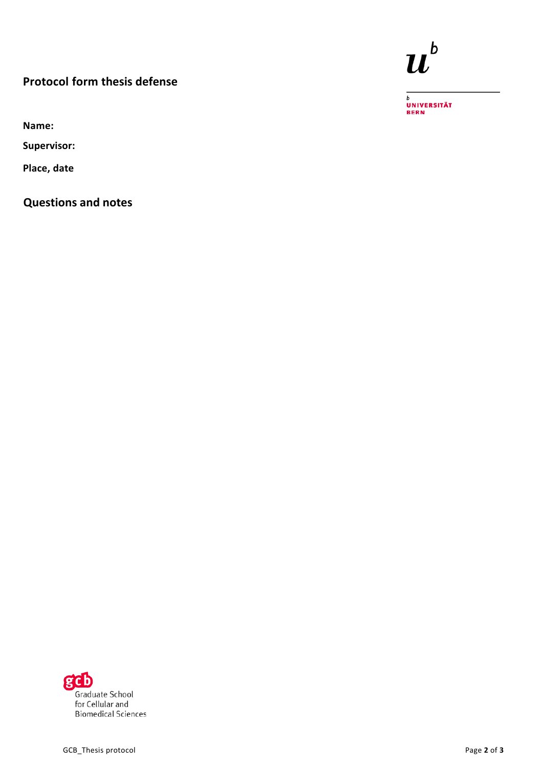## Protocol form thesis defense

**Name:**

**Supervisor:**

**Place, date**

## Questions and notes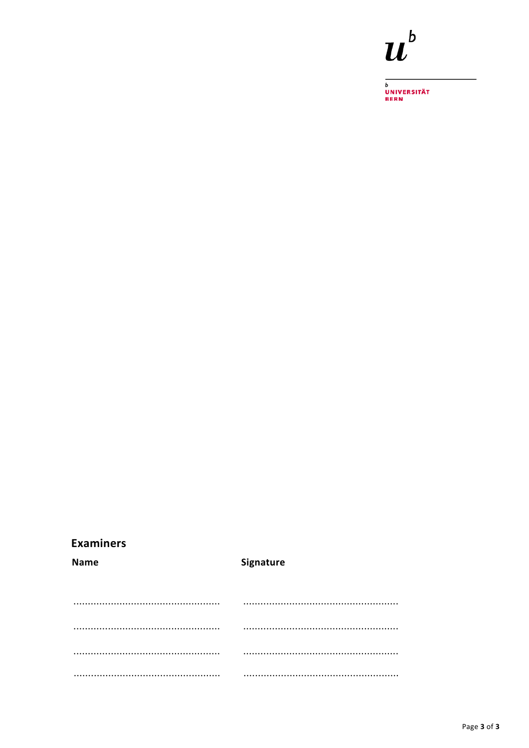## Examiners

| Name | Signature |
| --- | --- |
| ................................................... | ...................................................... |
| ................................................... | ...................................................... |
| ................................................... | ...................................................... |
| ................................................... | ...................................................... |